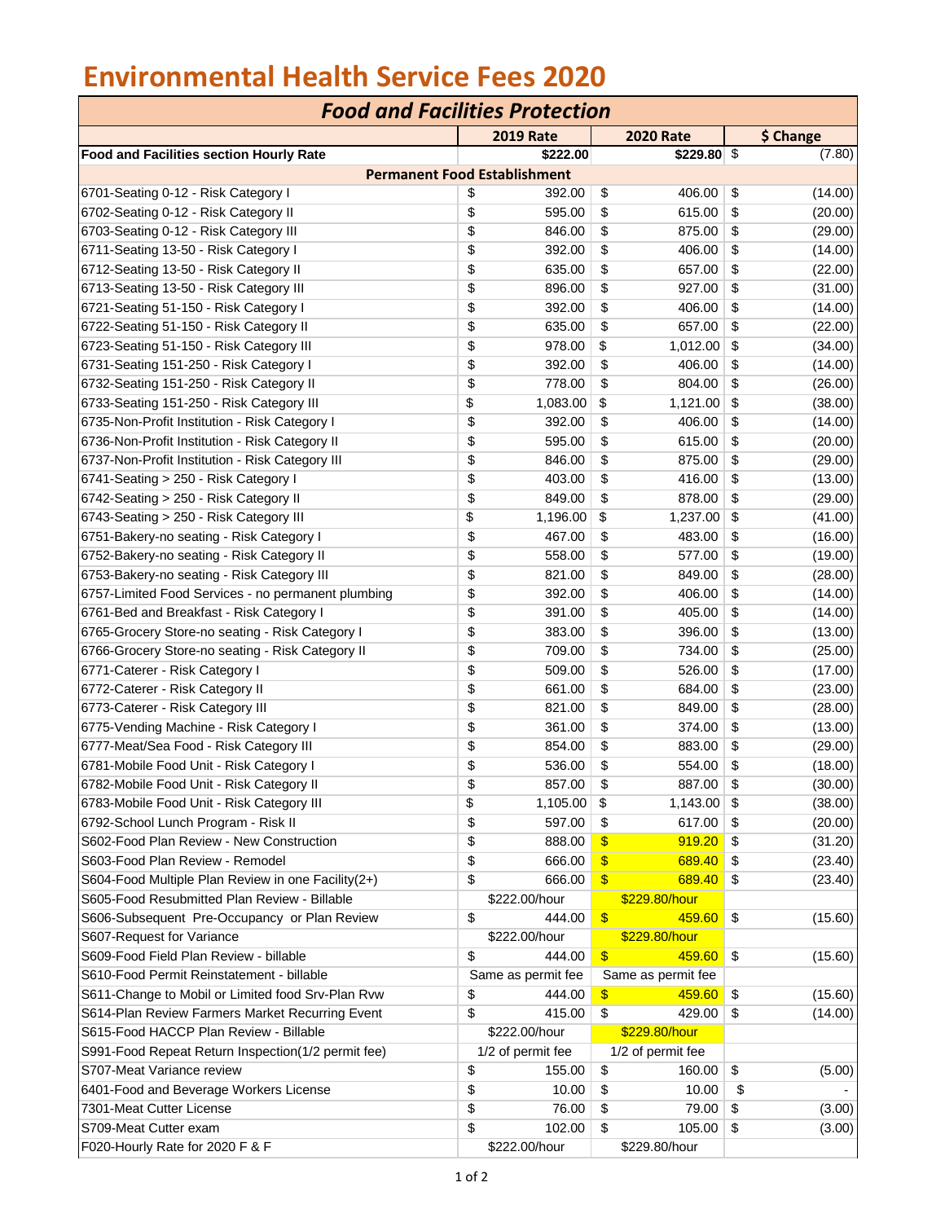# Environmental Health Service Fees 2020

| *Food and Facilities Protection* | | | |
|---|---|---|---|
| | **2019 Rate** | **2020 Rate** | **$ Change** |
| **Food and Facilities section Hourly Rate** | **$222.00** | **$229.80** | $ (7.80) |
| **Permanent Food Establishment** | | | |
| 6701-Seating 0-12 - Risk Category I | $ 392.00 | $ 406.00 | $ (14.00) |
| 6702-Seating 0-12 - Risk Category II | $ 595.00 | $ 615.00 | $ (20.00) |
| 6703-Seating 0-12 - Risk Category III | $ 846.00 | $ 875.00 | $ (29.00) |
| 6711-Seating 13-50 - Risk Category I | $ 392.00 | $ 406.00 | $ (14.00) |
| 6712-Seating 13-50 - Risk Category II | $ 635.00 | $ 657.00 | $ (22.00) |
| 6713-Seating 13-50 - Risk Category III | $ 896.00 | $ 927.00 | $ (31.00) |
| 6721-Seating 51-150 - Risk Category I | $ 392.00 | $ 406.00 | $ (14.00) |
| 6722-Seating 51-150 - Risk Category II | $ 635.00 | $ 657.00 | $ (22.00) |
| 6723-Seating 51-150 - Risk Category III | $ 978.00 | $ 1,012.00 | $ (34.00) |
| 6731-Seating 151-250 - Risk Category I | $ 392.00 | $ 406.00 | $ (14.00) |
| 6732-Seating 151-250 - Risk Category II | $ 778.00 | $ 804.00 | $ (26.00) |
| 6733-Seating 151-250 - Risk Category III | $ 1,083.00 | $ 1,121.00 | $ (38.00) |
| 6735-Non-Profit Institution - Risk Category I | $ 392.00 | $ 406.00 | $ (14.00) |
| 6736-Non-Profit Institution - Risk Category II | $ 595.00 | $ 615.00 | $ (20.00) |
| 6737-Non-Profit Institution - Risk Category III | $ 846.00 | $ 875.00 | $ (29.00) |
| 6741-Seating > 250 - Risk Category I | $ 403.00 | $ 416.00 | $ (13.00) |
| 6742-Seating > 250 - Risk Category II | $ 849.00 | $ 878.00 | $ (29.00) |
| 6743-Seating > 250 - Risk Category III | $ 1,196.00 | $ 1,237.00 | $ (41.00) |
| 6751-Bakery-no seating - Risk Category I | $ 467.00 | $ 483.00 | $ (16.00) |
| 6752-Bakery-no seating - Risk Category II | $ 558.00 | $ 577.00 | $ (19.00) |
| 6753-Bakery-no seating - Risk Category III | $ 821.00 | $ 849.00 | $ (28.00) |
| 6757-Limited Food Services - no permanent plumbing | $ 392.00 | $ 406.00 | $ (14.00) |
| 6761-Bed and Breakfast - Risk Category I | $ 391.00 | $ 405.00 | $ (14.00) |
| 6765-Grocery Store-no seating - Risk Category I | $ 383.00 | $ 396.00 | $ (13.00) |
| 6766-Grocery Store-no seating - Risk Category II | $ 709.00 | $ 734.00 | $ (25.00) |
| 6771-Caterer - Risk Category I | $ 509.00 | $ 526.00 | $ (17.00) |
| 6772-Caterer - Risk Category II | $ 661.00 | $ 684.00 | $ (23.00) |
| 6773-Caterer - Risk Category III | $ 821.00 | $ 849.00 | $ (28.00) |
| 6775-Vending Machine - Risk Category I | $ 361.00 | $ 374.00 | $ (13.00) |
| 6777-Meat/Sea Food - Risk Category III | $ 854.00 | $ 883.00 | $ (29.00) |
| 6781-Mobile Food Unit - Risk Category I | $ 536.00 | $ 554.00 | $ (18.00) |
| 6782-Mobile Food Unit - Risk Category II | $ 857.00 | $ 887.00 | $ (30.00) |
| 6783-Mobile Food Unit - Risk Category III | $ 1,105.00 | $ 1,143.00 | $ (38.00) |
| 6792-School Lunch Program - Risk II | $ 597.00 | $ 617.00 | $ (20.00) |
| S602-Food Plan Review - New Construction | $ 888.00 | $ 919.20 | $ (31.20) |
| S603-Food Plan Review - Remodel | $ 666.00 | $ 689.40 | $ (23.40) |
| S604-Food Multiple Plan Review in one Facility(2+) | $ 666.00 | $ 689.40 | $ (23.40) |
| S605-Food Resubmitted Plan Review - Billable | $222.00/hour | $229.80/hour | |
| S606-Subsequent Pre-Occupancy or Plan Review | $ 444.00 | $ 459.60 | $ (15.60) |
| S607-Request for Variance | $222.00/hour | $229.80/hour | |
| S609-Food Field Plan Review - billable | $ 444.00 | $ 459.60 | $ (15.60) |
| S610-Food Permit Reinstatement - billable | Same as permit fee | Same as permit fee | |
| S611-Change to Mobil or Limited food Srv-Plan Rvw | $ 444.00 | $ 459.60 | $ (15.60) |
| S614-Plan Review Farmers Market Recurring Event | $ 415.00 | $ 429.00 | $ (14.00) |
| S615-Food HACCP Plan Review - Billable | $222.00/hour | $229.80/hour | |
| S991-Food Repeat Return Inspection(1/2 permit fee) | 1/2 of permit fee | 1/2 of permit fee | |
| S707-Meat Variance review | $ 155.00 | $ 160.00 | $ (5.00) |
| 6401-Food and Beverage Workers License | $ 10.00 | $ 10.00 | $ - |
| 7301-Meat Cutter License | $ 76.00 | $ 79.00 | $ (3.00) |
| S709-Meat Cutter exam | $ 102.00 | $ 105.00 | $ (3.00) |
| F020-Hourly Rate for 2020 F & F | $222.00/hour | $229.80/hour | |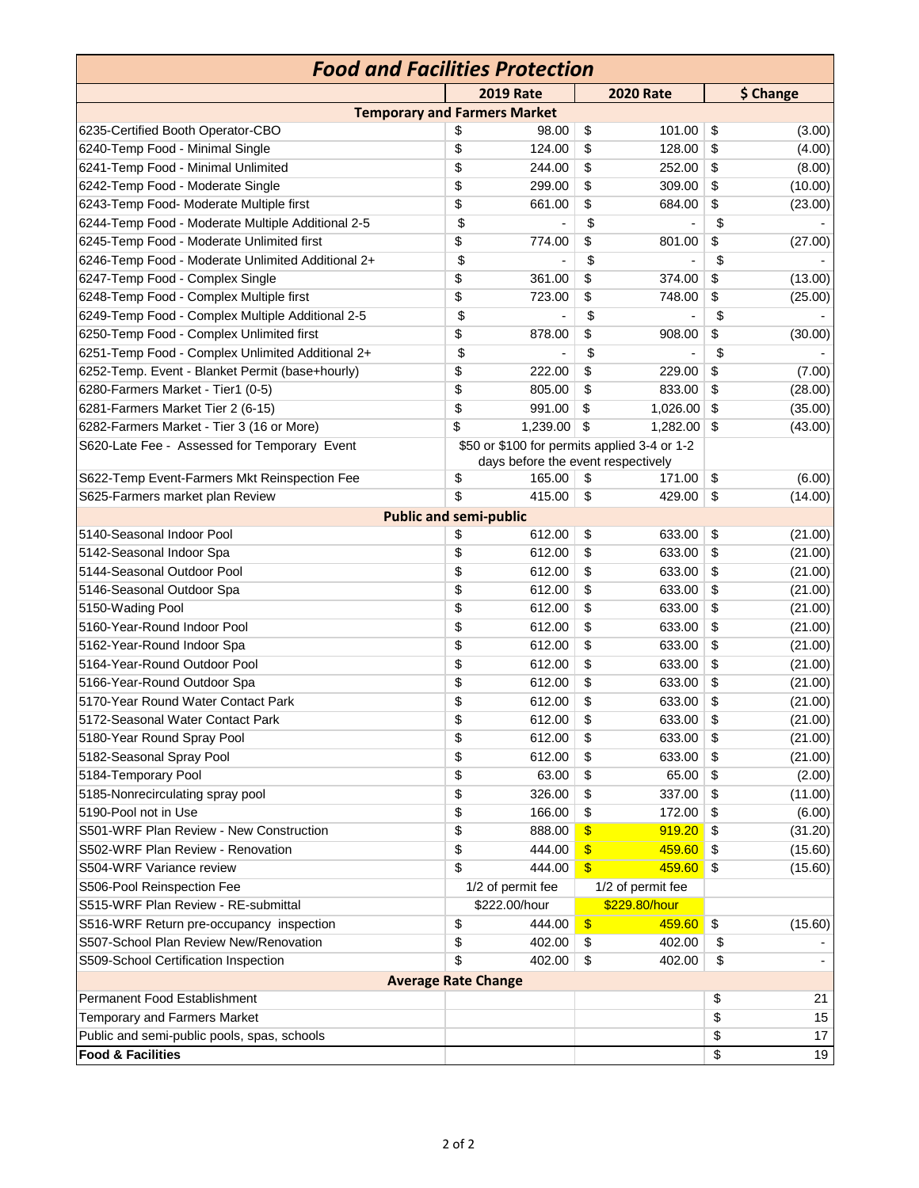## *Food and Facilities Protection*

| | 2019 Rate | 2020 Rate | $ Change |
|---|---|---|---|
| **Temporary and Farmers Market** | | | |
| 6235-Certified Booth Operator-CBO | $ 98.00 | $ 101.00 | $ (3.00) |
| 6240-Temp Food - Minimal Single | $ 124.00 | $ 128.00 | $ (4.00) |
| 6241-Temp Food - Minimal Unlimited | $ 244.00 | $ 252.00 | $ (8.00) |
| 6242-Temp Food - Moderate Single | $ 299.00 | $ 309.00 | $ (10.00) |
| 6243-Temp Food- Moderate Multiple first | $ 661.00 | $ 684.00 | $ (23.00) |
| 6244-Temp Food - Moderate Multiple Additional 2-5 | $ - | $ - | $ - |
| 6245-Temp Food - Moderate Unlimited first | $ 774.00 | $ 801.00 | $ (27.00) |
| 6246-Temp Food - Moderate Unlimited Additional 2+ | $ - | $ - | $ - |
| 6247-Temp Food - Complex Single | $ 361.00 | $ 374.00 | $ (13.00) |
| 6248-Temp Food - Complex Multiple first | $ 723.00 | $ 748.00 | $ (25.00) |
| 6249-Temp Food - Complex Multiple Additional 2-5 | $ - | $ - | $ - |
| 6250-Temp Food - Complex Unlimited first | $ 878.00 | $ 908.00 | $ (30.00) |
| 6251-Temp Food - Complex Unlimited Additional 2+ | $ - | $ - | $ - |
| 6252-Temp. Event - Blanket Permit (base+hourly) | $ 222.00 | $ 229.00 | $ (7.00) |
| 6280-Farmers Market - Tier1 (0-5) | $ 805.00 | $ 833.00 | $ (28.00) |
| 6281-Farmers Market Tier 2 (6-15) | $ 991.00 | $ 1,026.00 | $ (35.00) |
| 6282-Farmers Market - Tier 3 (16 or More) | $ 1,239.00 | $ 1,282.00 | $ (43.00) |
| S620-Late Fee - Assessed for Temporary Event | $50 or $100 for permits applied 3-4 or 1-2 days before the event respectively | | |
| S622-Temp Event-Farmers Mkt Reinspection Fee | $ 165.00 | $ 171.00 | $ (6.00) |
| S625-Farmers market plan Review | $ 415.00 | $ 429.00 | $ (14.00) |
| **Public and semi-public** | | | |
| 5140-Seasonal Indoor Pool | $ 612.00 | $ 633.00 | $ (21.00) |
| 5142-Seasonal Indoor Spa | $ 612.00 | $ 633.00 | $ (21.00) |
| 5144-Seasonal Outdoor Pool | $ 612.00 | $ 633.00 | $ (21.00) |
| 5146-Seasonal Outdoor Spa | $ 612.00 | $ 633.00 | $ (21.00) |
| 5150-Wading Pool | $ 612.00 | $ 633.00 | $ (21.00) |
| 5160-Year-Round Indoor Pool | $ 612.00 | $ 633.00 | $ (21.00) |
| 5162-Year-Round Indoor Spa | $ 612.00 | $ 633.00 | $ (21.00) |
| 5164-Year-Round Outdoor Pool | $ 612.00 | $ 633.00 | $ (21.00) |
| 5166-Year-Round Outdoor Spa | $ 612.00 | $ 633.00 | $ (21.00) |
| 5170-Year Round Water Contact Park | $ 612.00 | $ 633.00 | $ (21.00) |
| 5172-Seasonal Water Contact Park | $ 612.00 | $ 633.00 | $ (21.00) |
| 5180-Year Round Spray Pool | $ 612.00 | $ 633.00 | $ (21.00) |
| 5182-Seasonal Spray Pool | $ 612.00 | $ 633.00 | $ (21.00) |
| 5184-Temporary Pool | $ 63.00 | $ 65.00 | $ (2.00) |
| 5185-Nonrecirculating spray pool | $ 326.00 | $ 337.00 | $ (11.00) |
| 5190-Pool not in Use | $ 166.00 | $ 172.00 | $ (6.00) |
| S501-WRF Plan Review - New Construction | $ 888.00 | $ 919.20 | $ (31.20) |
| S502-WRF Plan Review - Renovation | $ 444.00 | $ 459.60 | $ (15.60) |
| S504-WRF Variance review | $ 444.00 | $ 459.60 | $ (15.60) |
| S506-Pool Reinspection Fee | 1/2 of permit fee | 1/2 of permit fee | |
| S515-WRF Plan Review - RE-submittal | $222.00/hour | $229.80/hour | |
| S516-WRF Return pre-occupancy inspection | $ 444.00 | $ 459.60 | $ (15.60) |
| S507-School Plan Review New/Renovation | $ 402.00 | $ 402.00 | $ - |
| S509-School Certification Inspection | $ 402.00 | $ 402.00 | $ - |
| **Average Rate Change** | | | |
| Permanent Food Establishment | | | $ 21 |
| Temporary and Farmers Market | | | $ 15 |
| Public and semi-public pools, spas, schools | | | $ 17 |
| **Food & Facilities** | | | $ 19 |